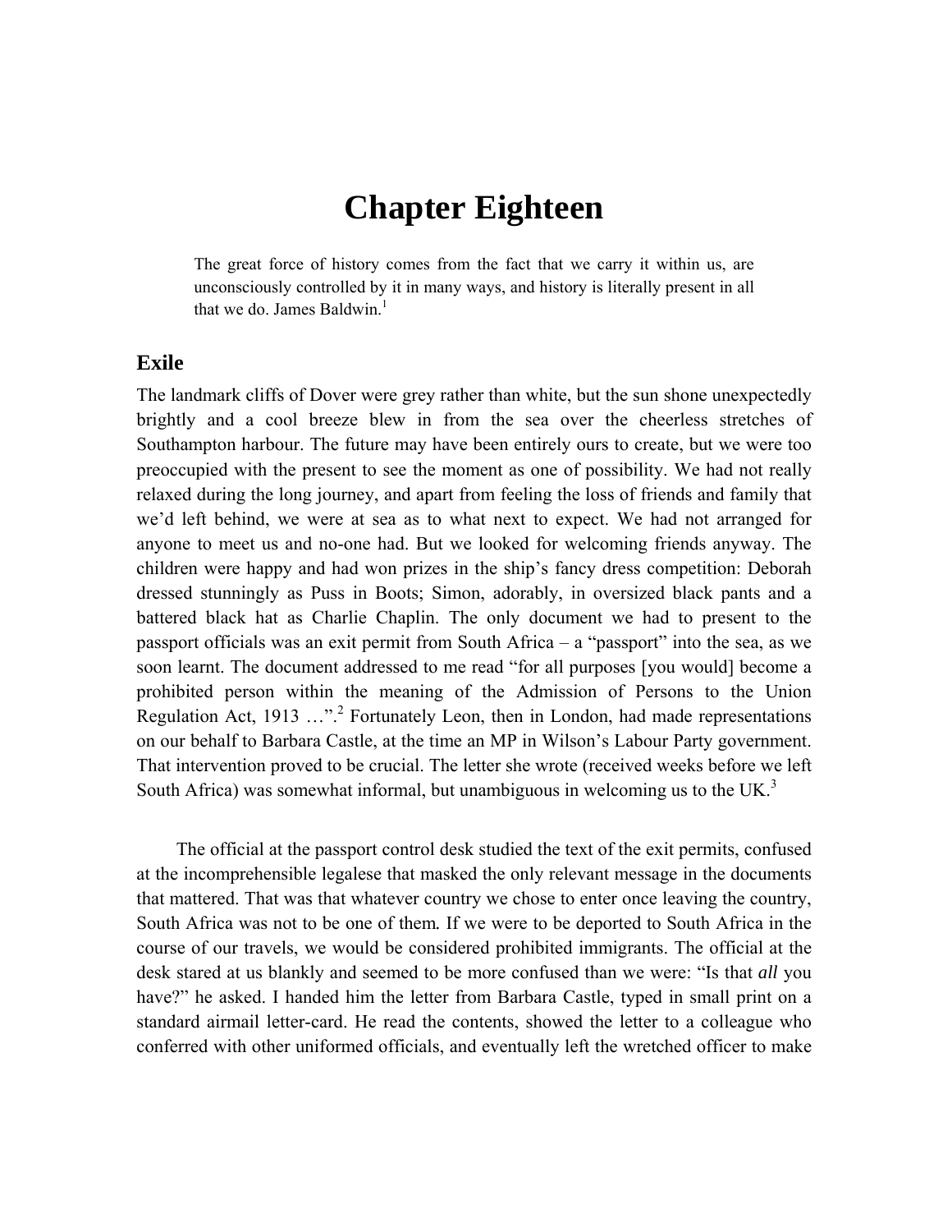# Chapter Eighteen

> The great force of history comes from the fact that we carry it within us, are unconsciously controlled by it in many ways, and history is literally present in all that we do. James Baldwin.[1]

## Exile

The landmark cliffs of Dover were grey rather than white, but the sun shone unexpectedly brightly and a cool breeze blew in from the sea over the cheerless stretches of Southampton harbour. The future may have been entirely ours to create, but we were too preoccupied with the present to see the moment as one of possibility. We had not really relaxed during the long journey, and apart from feeling the loss of friends and family that we'd left behind, we were at sea as to what next to expect. We had not arranged for anyone to meet us and no-one had. But we looked for welcoming friends anyway. The children were happy and had won prizes in the ship's fancy dress competition: Deborah dressed stunningly as Puss in Boots; Simon, adorably, in oversized black pants and a battered black hat as Charlie Chaplin. The only document we had to present to the passport officials was an exit permit from South Africa – a "passport" into the sea, as we soon learnt. The document addressed to me read "for all purposes [you would] become a prohibited person within the meaning of the Admission of Persons to the Union Regulation Act, 1913 …".[2] Fortunately Leon, then in London, had made representations on our behalf to Barbara Castle, at the time an MP in Wilson's Labour Party government. That intervention proved to be crucial. The letter she wrote (received weeks before we left South Africa) was somewhat informal, but unambiguous in welcoming us to the UK.[3]

The official at the passport control desk studied the text of the exit permits, confused at the incomprehensible legalese that masked the only relevant message in the documents that mattered. That was that whatever country we chose to enter once leaving the country, South Africa was not to be one of them. If we were to be deported to South Africa in the course of our travels, we would be considered prohibited immigrants. The official at the desk stared at us blankly and seemed to be more confused than we were: "Is that *all* you have?" he asked. I handed him the letter from Barbara Castle, typed in small print on a standard airmail letter-card. He read the contents, showed the letter to a colleague who conferred with other uniformed officials, and eventually left the wretched officer to make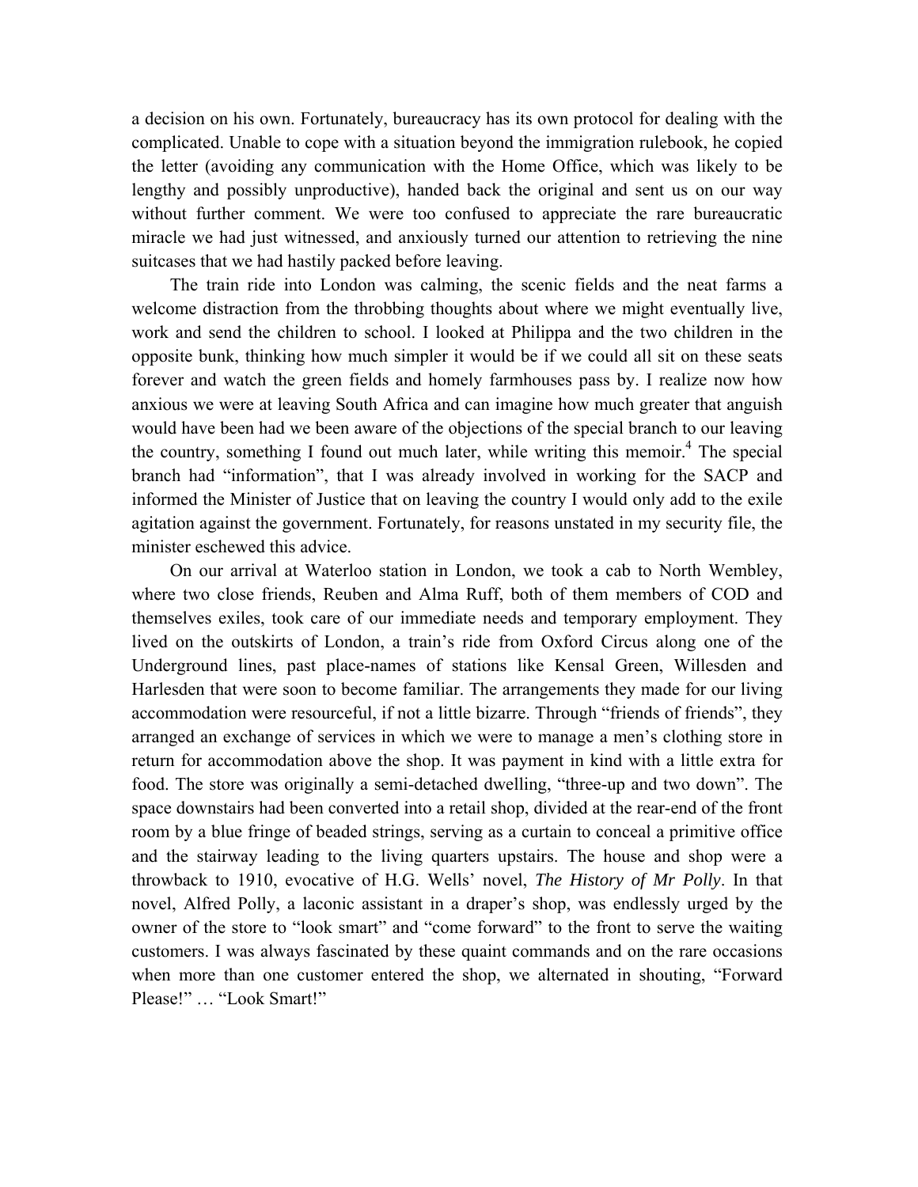a decision on his own. Fortunately, bureaucracy has its own protocol for dealing with the complicated. Unable to cope with a situation beyond the immigration rulebook, he copied the letter (avoiding any communication with the Home Office, which was likely to be lengthy and possibly unproductive), handed back the original and sent us on our way without further comment. We were too confused to appreciate the rare bureaucratic miracle we had just witnessed, and anxiously turned our attention to retrieving the nine suitcases that we had hastily packed before leaving.

The train ride into London was calming, the scenic fields and the neat farms a welcome distraction from the throbbing thoughts about where we might eventually live, work and send the children to school. I looked at Philippa and the two children in the opposite bunk, thinking how much simpler it would be if we could all sit on these seats forever and watch the green fields and homely farmhouses pass by. I realize now how anxious we were at leaving South Africa and can imagine how much greater that anguish would have been had we been aware of the objections of the special branch to our leaving the country, something I found out much later, while writing this memoir.[4] The special branch had "information", that I was already involved in working for the SACP and informed the Minister of Justice that on leaving the country I would only add to the exile agitation against the government. Fortunately, for reasons unstated in my security file, the minister eschewed this advice.

On our arrival at Waterloo station in London, we took a cab to North Wembley, where two close friends, Reuben and Alma Ruff, both of them members of COD and themselves exiles, took care of our immediate needs and temporary employment. They lived on the outskirts of London, a train's ride from Oxford Circus along one of the Underground lines, past place-names of stations like Kensal Green, Willesden and Harlesden that were soon to become familiar. The arrangements they made for our living accommodation were resourceful, if not a little bizarre. Through "friends of friends", they arranged an exchange of services in which we were to manage a men's clothing store in return for accommodation above the shop. It was payment in kind with a little extra for food. The store was originally a semi-detached dwelling, "three-up and two down". The space downstairs had been converted into a retail shop, divided at the rear-end of the front room by a blue fringe of beaded strings, serving as a curtain to conceal a primitive office and the stairway leading to the living quarters upstairs. The house and shop were a throwback to 1910, evocative of H.G. Wells' novel, *The History of Mr Polly*. In that novel, Alfred Polly, a laconic assistant in a draper's shop, was endlessly urged by the owner of the store to "look smart" and "come forward" to the front to serve the waiting customers. I was always fascinated by these quaint commands and on the rare occasions when more than one customer entered the shop, we alternated in shouting, "Forward Please!" … "Look Smart!"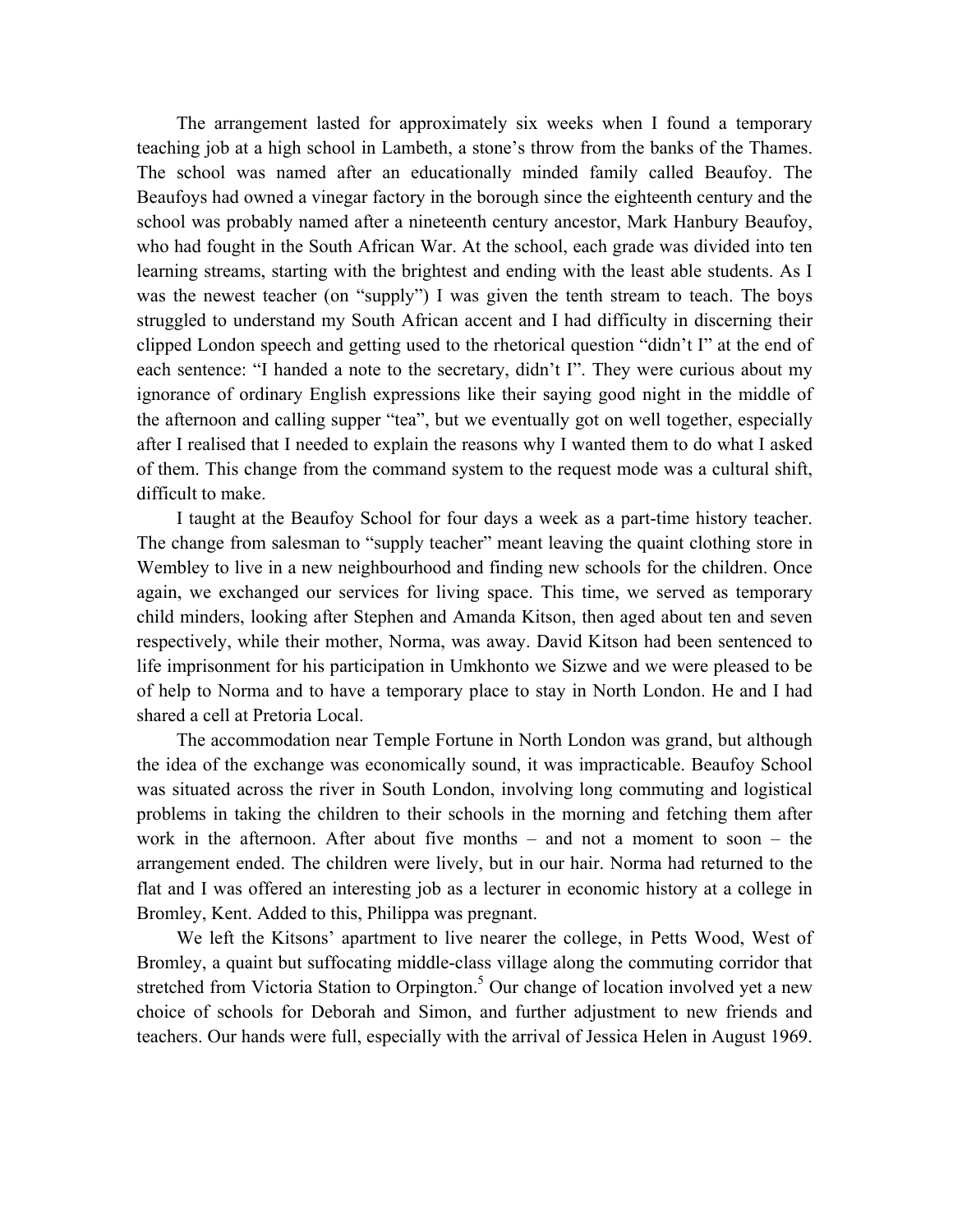The arrangement lasted for approximately six weeks when I found a temporary teaching job at a high school in Lambeth, a stone's throw from the banks of the Thames. The school was named after an educationally minded family called Beaufoy. The Beaufoys had owned a vinegar factory in the borough since the eighteenth century and the school was probably named after a nineteenth century ancestor, Mark Hanbury Beaufoy, who had fought in the South African War. At the school, each grade was divided into ten learning streams, starting with the brightest and ending with the least able students. As I was the newest teacher (on "supply") I was given the tenth stream to teach. The boys struggled to understand my South African accent and I had difficulty in discerning their clipped London speech and getting used to the rhetorical question "didn't I" at the end of each sentence: "I handed a note to the secretary, didn't I". They were curious about my ignorance of ordinary English expressions like their saying good night in the middle of the afternoon and calling supper "tea", but we eventually got on well together, especially after I realised that I needed to explain the reasons why I wanted them to do what I asked of them. This change from the command system to the request mode was a cultural shift, difficult to make.

I taught at the Beaufoy School for four days a week as a part-time history teacher. The change from salesman to "supply teacher" meant leaving the quaint clothing store in Wembley to live in a new neighbourhood and finding new schools for the children. Once again, we exchanged our services for living space. This time, we served as temporary child minders, looking after Stephen and Amanda Kitson, then aged about ten and seven respectively, while their mother, Norma, was away. David Kitson had been sentenced to life imprisonment for his participation in Umkhonto we Sizwe and we were pleased to be of help to Norma and to have a temporary place to stay in North London. He and I had shared a cell at Pretoria Local.

The accommodation near Temple Fortune in North London was grand, but although the idea of the exchange was economically sound, it was impracticable. Beaufoy School was situated across the river in South London, involving long commuting and logistical problems in taking the children to their schools in the morning and fetching them after work in the afternoon. After about five months – and not a moment to soon – the arrangement ended. The children were lively, but in our hair. Norma had returned to the flat and I was offered an interesting job as a lecturer in economic history at a college in Bromley, Kent. Added to this, Philippa was pregnant.

We left the Kitsons' apartment to live nearer the college, in Petts Wood, West of Bromley, a quaint but suffocating middle-class village along the commuting corridor that stretched from Victoria Station to Orpington.[5] Our change of location involved yet a new choice of schools for Deborah and Simon, and further adjustment to new friends and teachers. Our hands were full, especially with the arrival of Jessica Helen in August 1969.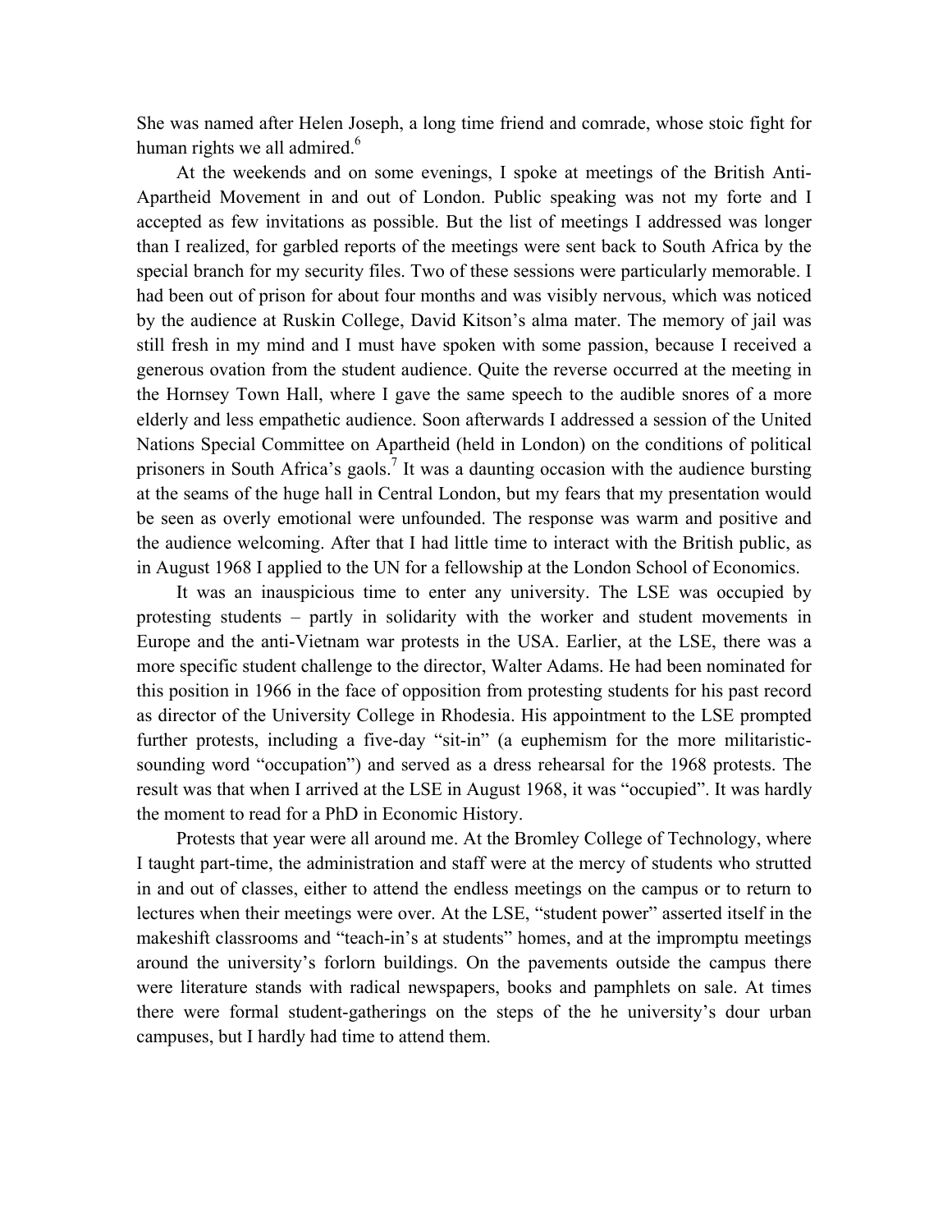She was named after Helen Joseph, a long time friend and comrade, whose stoic fight for human rights we all admired.[6]

At the weekends and on some evenings, I spoke at meetings of the British Anti-Apartheid Movement in and out of London. Public speaking was not my forte and I accepted as few invitations as possible. But the list of meetings I addressed was longer than I realized, for garbled reports of the meetings were sent back to South Africa by the special branch for my security files. Two of these sessions were particularly memorable. I had been out of prison for about four months and was visibly nervous, which was noticed by the audience at Ruskin College, David Kitson's alma mater. The memory of jail was still fresh in my mind and I must have spoken with some passion, because I received a generous ovation from the student audience. Quite the reverse occurred at the meeting in the Hornsey Town Hall, where I gave the same speech to the audible snores of a more elderly and less empathetic audience. Soon afterwards I addressed a session of the United Nations Special Committee on Apartheid (held in London) on the conditions of political prisoners in South Africa's gaols.[7] It was a daunting occasion with the audience bursting at the seams of the huge hall in Central London, but my fears that my presentation would be seen as overly emotional were unfounded. The response was warm and positive and the audience welcoming. After that I had little time to interact with the British public, as in August 1968 I applied to the UN for a fellowship at the London School of Economics.

It was an inauspicious time to enter any university. The LSE was occupied by protesting students – partly in solidarity with the worker and student movements in Europe and the anti-Vietnam war protests in the USA. Earlier, at the LSE, there was a more specific student challenge to the director, Walter Adams. He had been nominated for this position in 1966 in the face of opposition from protesting students for his past record as director of the University College in Rhodesia. His appointment to the LSE prompted further protests, including a five-day "sit-in" (a euphemism for the more militaristic-sounding word "occupation") and served as a dress rehearsal for the 1968 protests. The result was that when I arrived at the LSE in August 1968, it was "occupied". It was hardly the moment to read for a PhD in Economic History.

Protests that year were all around me. At the Bromley College of Technology, where I taught part-time, the administration and staff were at the mercy of students who strutted in and out of classes, either to attend the endless meetings on the campus or to return to lectures when their meetings were over. At the LSE, "student power" asserted itself in the makeshift classrooms and "teach-in's at students" homes, and at the impromptu meetings around the university's forlorn buildings. On the pavements outside the campus there were literature stands with radical newspapers, books and pamphlets on sale. At times there were formal student-gatherings on the steps of the he university's dour urban campuses, but I hardly had time to attend them.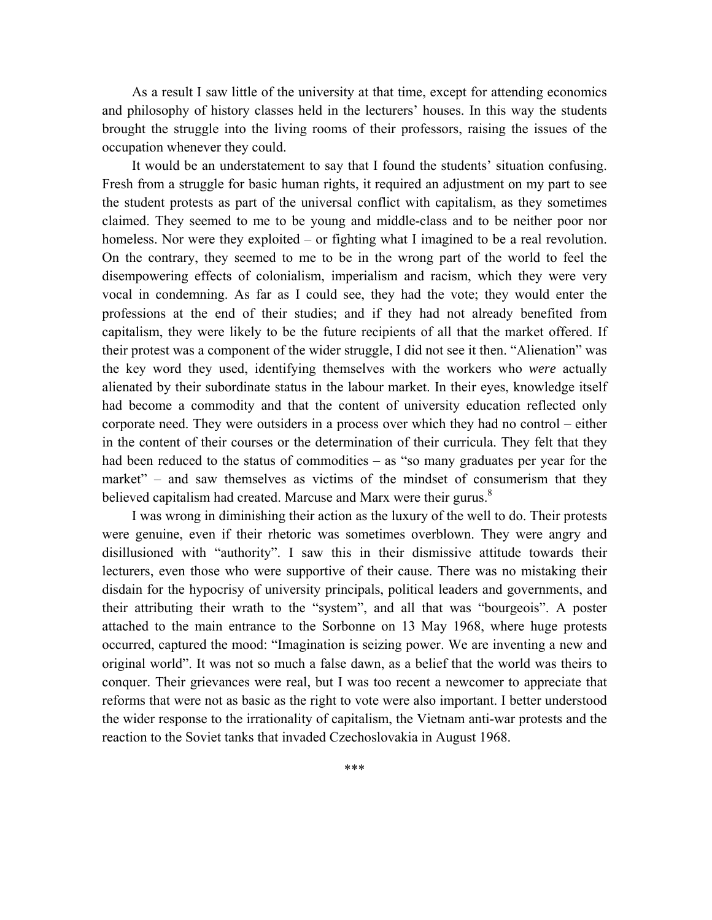As a result I saw little of the university at that time, except for attending economics and philosophy of history classes held in the lecturers' houses. In this way the students brought the struggle into the living rooms of their professors, raising the issues of the occupation whenever they could.

It would be an understatement to say that I found the students' situation confusing. Fresh from a struggle for basic human rights, it required an adjustment on my part to see the student protests as part of the universal conflict with capitalism, as they sometimes claimed. They seemed to me to be young and middle-class and to be neither poor nor homeless. Nor were they exploited – or fighting what I imagined to be a real revolution. On the contrary, they seemed to me to be in the wrong part of the world to feel the disempowering effects of colonialism, imperialism and racism, which they were very vocal in condemning. As far as I could see, they had the vote; they would enter the professions at the end of their studies; and if they had not already benefited from capitalism, they were likely to be the future recipients of all that the market offered. If their protest was a component of the wider struggle, I did not see it then. "Alienation" was the key word they used, identifying themselves with the workers who *were* actually alienated by their subordinate status in the labour market. In their eyes, knowledge itself had become a commodity and that the content of university education reflected only corporate need. They were outsiders in a process over which they had no control – either in the content of their courses or the determination of their curricula. They felt that they had been reduced to the status of commodities – as "so many graduates per year for the market" – and saw themselves as victims of the mindset of consumerism that they believed capitalism had created. Marcuse and Marx were their gurus.[8]

I was wrong in diminishing their action as the luxury of the well to do. Their protests were genuine, even if their rhetoric was sometimes overblown. They were angry and disillusioned with "authority". I saw this in their dismissive attitude towards their lecturers, even those who were supportive of their cause. There was no mistaking their disdain for the hypocrisy of university principals, political leaders and governments, and their attributing their wrath to the "system", and all that was "bourgeois". A poster attached to the main entrance to the Sorbonne on 13 May 1968, where huge protests occurred, captured the mood: "Imagination is seizing power. We are inventing a new and original world". It was not so much a false dawn, as a belief that the world was theirs to conquer. Their grievances were real, but I was too recent a newcomer to appreciate that reforms that were not as basic as the right to vote were also important. I better understood the wider response to the irrationality of capitalism, the Vietnam anti-war protests and the reaction to the Soviet tanks that invaded Czechoslovakia in August 1968.

***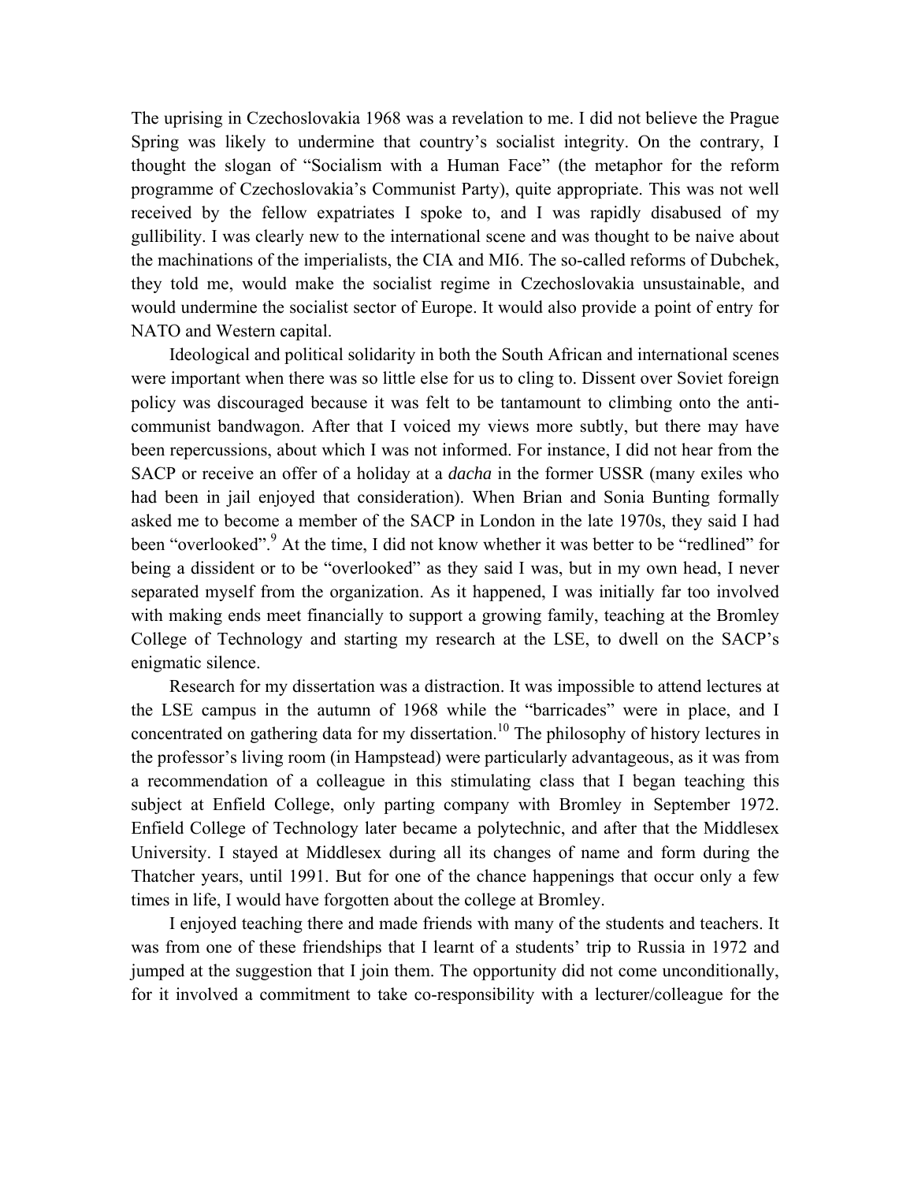The uprising in Czechoslovakia 1968 was a revelation to me. I did not believe the Prague Spring was likely to undermine that country's socialist integrity. On the contrary, I thought the slogan of "Socialism with a Human Face" (the metaphor for the reform programme of Czechoslovakia's Communist Party), quite appropriate. This was not well received by the fellow expatriates I spoke to, and I was rapidly disabused of my gullibility. I was clearly new to the international scene and was thought to be naive about the machinations of the imperialists, the CIA and MI6. The so-called reforms of Dubchek, they told me, would make the socialist regime in Czechoslovakia unsustainable, and would undermine the socialist sector of Europe. It would also provide a point of entry for NATO and Western capital.

Ideological and political solidarity in both the South African and international scenes were important when there was so little else for us to cling to. Dissent over Soviet foreign policy was discouraged because it was felt to be tantamount to climbing onto the anti-communist bandwagon. After that I voiced my views more subtly, but there may have been repercussions, about which I was not informed. For instance, I did not hear from the SACP or receive an offer of a holiday at a *dacha* in the former USSR (many exiles who had been in jail enjoyed that consideration). When Brian and Sonia Bunting formally asked me to become a member of the SACP in London in the late 1970s, they said I had been "overlooked".[9] At the time, I did not know whether it was better to be "redlined" for being a dissident or to be "overlooked" as they said I was, but in my own head, I never separated myself from the organization. As it happened, I was initially far too involved with making ends meet financially to support a growing family, teaching at the Bromley College of Technology and starting my research at the LSE, to dwell on the SACP's enigmatic silence.

Research for my dissertation was a distraction. It was impossible to attend lectures at the LSE campus in the autumn of 1968 while the "barricades" were in place, and I concentrated on gathering data for my dissertation.[10] The philosophy of history lectures in the professor's living room (in Hampstead) were particularly advantageous, as it was from a recommendation of a colleague in this stimulating class that I began teaching this subject at Enfield College, only parting company with Bromley in September 1972. Enfield College of Technology later became a polytechnic, and after that the Middlesex University. I stayed at Middlesex during all its changes of name and form during the Thatcher years, until 1991. But for one of the chance happenings that occur only a few times in life, I would have forgotten about the college at Bromley.

I enjoyed teaching there and made friends with many of the students and teachers. It was from one of these friendships that I learnt of a students' trip to Russia in 1972 and jumped at the suggestion that I join them. The opportunity did not come unconditionally, for it involved a commitment to take co-responsibility with a lecturer/colleague for the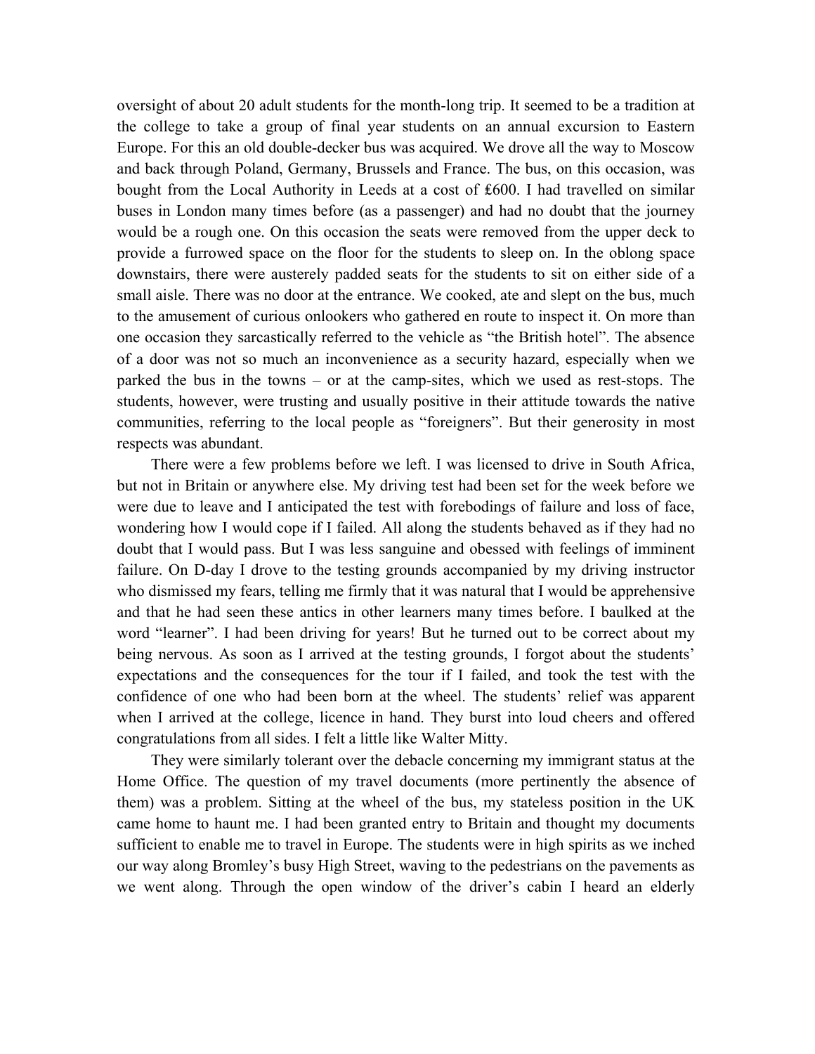oversight of about 20 adult students for the month-long trip. It seemed to be a tradition at the college to take a group of final year students on an annual excursion to Eastern Europe. For this an old double-decker bus was acquired. We drove all the way to Moscow and back through Poland, Germany, Brussels and France. The bus, on this occasion, was bought from the Local Authority in Leeds at a cost of ₤600. I had travelled on similar buses in London many times before (as a passenger) and had no doubt that the journey would be a rough one. On this occasion the seats were removed from the upper deck to provide a furrowed space on the floor for the students to sleep on. In the oblong space downstairs, there were austerely padded seats for the students to sit on either side of a small aisle. There was no door at the entrance. We cooked, ate and slept on the bus, much to the amusement of curious onlookers who gathered en route to inspect it. On more than one occasion they sarcastically referred to the vehicle as "the British hotel". The absence of a door was not so much an inconvenience as a security hazard, especially when we parked the bus in the towns – or at the camp-sites, which we used as rest-stops. The students, however, were trusting and usually positive in their attitude towards the native communities, referring to the local people as "foreigners". But their generosity in most respects was abundant.

There were a few problems before we left. I was licensed to drive in South Africa, but not in Britain or anywhere else. My driving test had been set for the week before we were due to leave and I anticipated the test with forebodings of failure and loss of face, wondering how I would cope if I failed. All along the students behaved as if they had no doubt that I would pass. But I was less sanguine and obessed with feelings of imminent failure. On D-day I drove to the testing grounds accompanied by my driving instructor who dismissed my fears, telling me firmly that it was natural that I would be apprehensive and that he had seen these antics in other learners many times before. I baulked at the word "learner". I had been driving for years! But he turned out to be correct about my being nervous. As soon as I arrived at the testing grounds, I forgot about the students' expectations and the consequences for the tour if I failed, and took the test with the confidence of one who had been born at the wheel. The students' relief was apparent when I arrived at the college, licence in hand. They burst into loud cheers and offered congratulations from all sides. I felt a little like Walter Mitty.

They were similarly tolerant over the debacle concerning my immigrant status at the Home Office. The question of my travel documents (more pertinently the absence of them) was a problem. Sitting at the wheel of the bus, my stateless position in the UK came home to haunt me. I had been granted entry to Britain and thought my documents sufficient to enable me to travel in Europe. The students were in high spirits as we inched our way along Bromley's busy High Street, waving to the pedestrians on the pavements as we went along. Through the open window of the driver's cabin I heard an elderly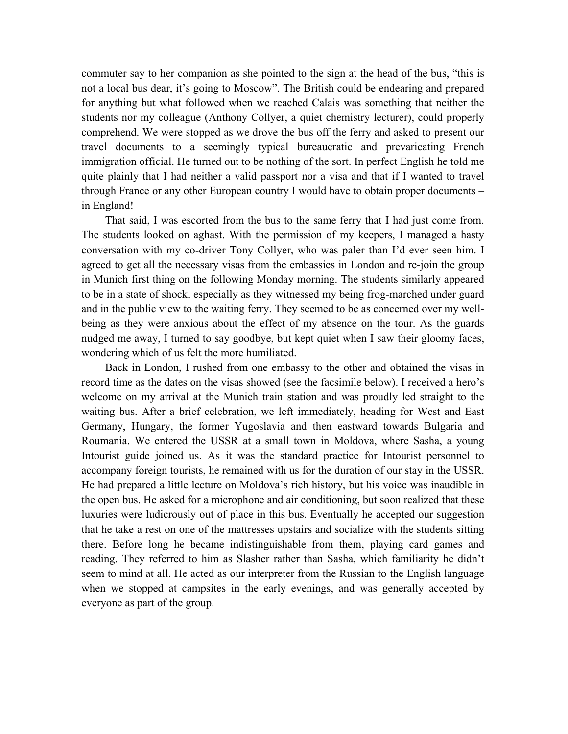commuter say to her companion as she pointed to the sign at the head of the bus, "this is not a local bus dear, it's going to Moscow". The British could be endearing and prepared for anything but what followed when we reached Calais was something that neither the students nor my colleague (Anthony Collyer, a quiet chemistry lecturer), could properly comprehend. We were stopped as we drove the bus off the ferry and asked to present our travel documents to a seemingly typical bureaucratic and prevaricating French immigration official. He turned out to be nothing of the sort. In perfect English he told me quite plainly that I had neither a valid passport nor a visa and that if I wanted to travel through France or any other European country I would have to obtain proper documents – in England!

That said, I was escorted from the bus to the same ferry that I had just come from. The students looked on aghast. With the permission of my keepers, I managed a hasty conversation with my co-driver Tony Collyer, who was paler than I'd ever seen him. I agreed to get all the necessary visas from the embassies in London and re-join the group in Munich first thing on the following Monday morning. The students similarly appeared to be in a state of shock, especially as they witnessed my being frog-marched under guard and in the public view to the waiting ferry. They seemed to be as concerned over my well-being as they were anxious about the effect of my absence on the tour. As the guards nudged me away, I turned to say goodbye, but kept quiet when I saw their gloomy faces, wondering which of us felt the more humiliated.

Back in London, I rushed from one embassy to the other and obtained the visas in record time as the dates on the visas showed (see the facsimile below). I received a hero's welcome on my arrival at the Munich train station and was proudly led straight to the waiting bus. After a brief celebration, we left immediately, heading for West and East Germany, Hungary, the former Yugoslavia and then eastward towards Bulgaria and Roumania. We entered the USSR at a small town in Moldova, where Sasha, a young Intourist guide joined us. As it was the standard practice for Intourist personnel to accompany foreign tourists, he remained with us for the duration of our stay in the USSR. He had prepared a little lecture on Moldova's rich history, but his voice was inaudible in the open bus. He asked for a microphone and air conditioning, but soon realized that these luxuries were ludicrously out of place in this bus. Eventually he accepted our suggestion that he take a rest on one of the mattresses upstairs and socialize with the students sitting there. Before long he became indistinguishable from them, playing card games and reading. They referred to him as Slasher rather than Sasha, which familiarity he didn't seem to mind at all. He acted as our interpreter from the Russian to the English language when we stopped at campsites in the early evenings, and was generally accepted by everyone as part of the group.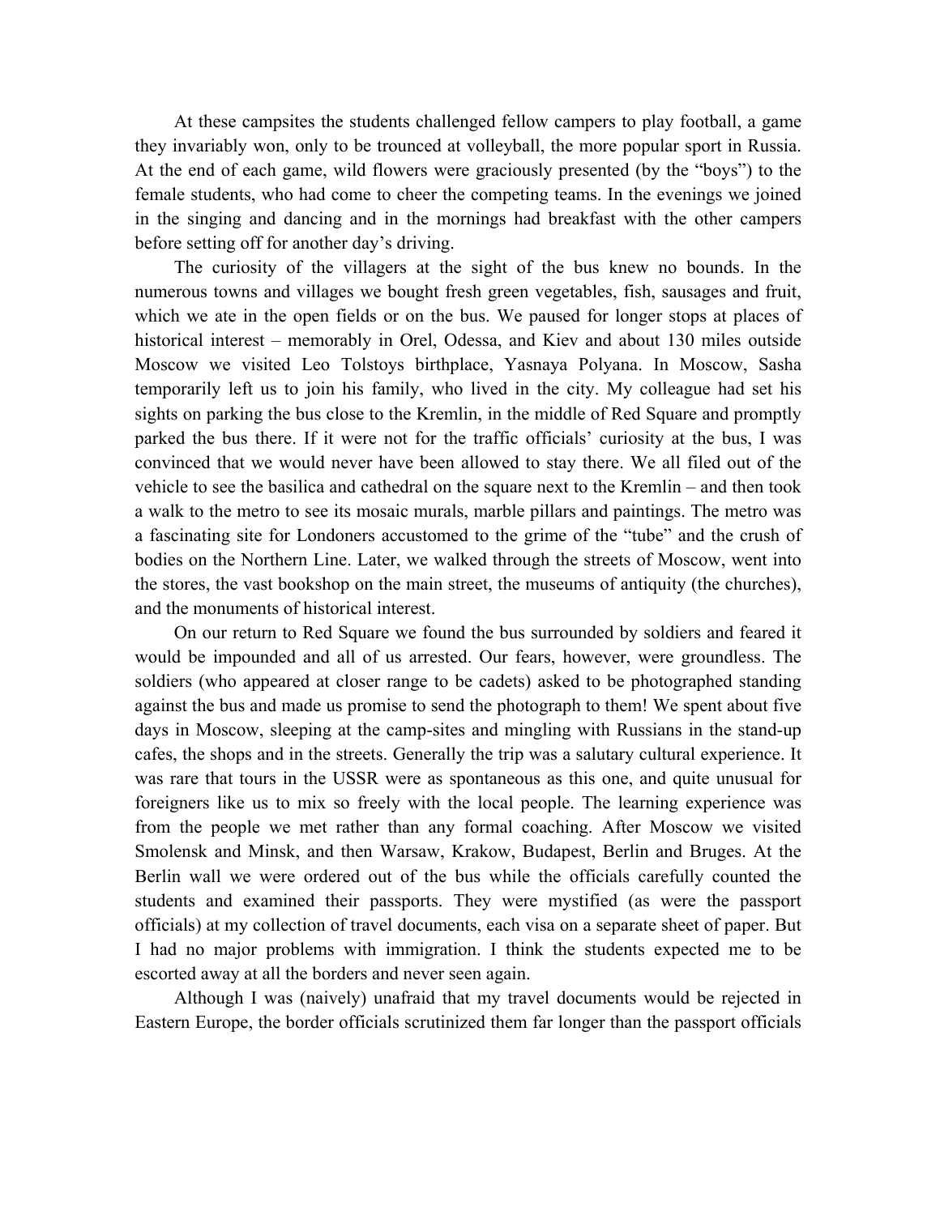At these campsites the students challenged fellow campers to play football, a game they invariably won, only to be trounced at volleyball, the more popular sport in Russia. At the end of each game, wild flowers were graciously presented (by the "boys") to the female students, who had come to cheer the competing teams. In the evenings we joined in the singing and dancing and in the mornings had breakfast with the other campers before setting off for another day's driving.

The curiosity of the villagers at the sight of the bus knew no bounds. In the numerous towns and villages we bought fresh green vegetables, fish, sausages and fruit, which we ate in the open fields or on the bus. We paused for longer stops at places of historical interest – memorably in Orel, Odessa, and Kiev and about 130 miles outside Moscow we visited Leo Tolstoys birthplace, Yasnaya Polyana. In Moscow, Sasha temporarily left us to join his family, who lived in the city. My colleague had set his sights on parking the bus close to the Kremlin, in the middle of Red Square and promptly parked the bus there. If it were not for the traffic officials' curiosity at the bus, I was convinced that we would never have been allowed to stay there. We all filed out of the vehicle to see the basilica and cathedral on the square next to the Kremlin – and then took a walk to the metro to see its mosaic murals, marble pillars and paintings. The metro was a fascinating site for Londoners accustomed to the grime of the "tube" and the crush of bodies on the Northern Line. Later, we walked through the streets of Moscow, went into the stores, the vast bookshop on the main street, the museums of antiquity (the churches), and the monuments of historical interest.

On our return to Red Square we found the bus surrounded by soldiers and feared it would be impounded and all of us arrested. Our fears, however, were groundless. The soldiers (who appeared at closer range to be cadets) asked to be photographed standing against the bus and made us promise to send the photograph to them! We spent about five days in Moscow, sleeping at the camp-sites and mingling with Russians in the stand-up cafes, the shops and in the streets. Generally the trip was a salutary cultural experience. It was rare that tours in the USSR were as spontaneous as this one, and quite unusual for foreigners like us to mix so freely with the local people. The learning experience was from the people we met rather than any formal coaching. After Moscow we visited Smolensk and Minsk, and then Warsaw, Krakow, Budapest, Berlin and Bruges. At the Berlin wall we were ordered out of the bus while the officials carefully counted the students and examined their passports. They were mystified (as were the passport officials) at my collection of travel documents, each visa on a separate sheet of paper. But I had no major problems with immigration. I think the students expected me to be escorted away at all the borders and never seen again.

Although I was (naively) unafraid that my travel documents would be rejected in Eastern Europe, the border officials scrutinized them far longer than the passport officials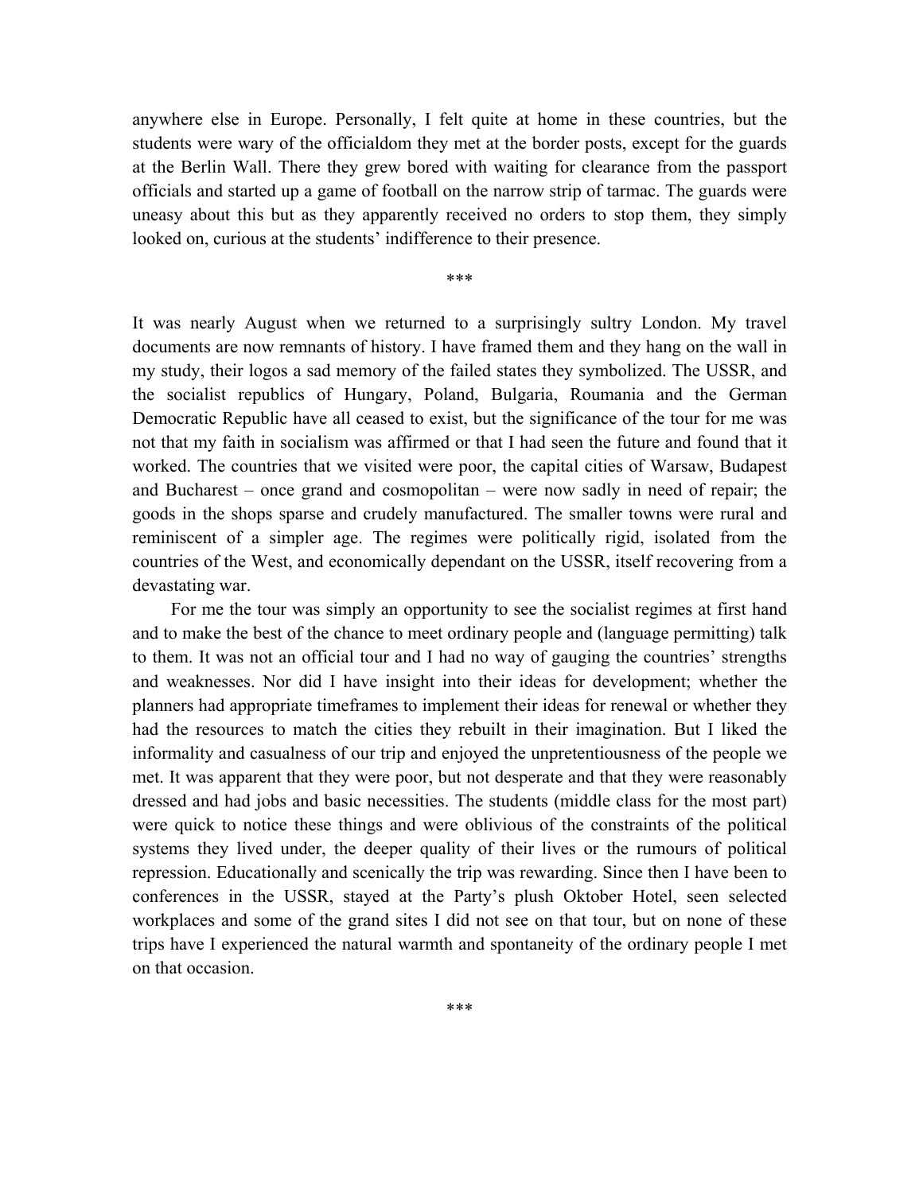anywhere else in Europe. Personally, I felt quite at home in these countries, but the students were wary of the officialdom they met at the border posts, except for the guards at the Berlin Wall. There they grew bored with waiting for clearance from the passport officials and started up a game of football on the narrow strip of tarmac. The guards were uneasy about this but as they apparently received no orders to stop them, they simply looked on, curious at the students' indifference to their presence.

***

It was nearly August when we returned to a surprisingly sultry London. My travel documents are now remnants of history. I have framed them and they hang on the wall in my study, their logos a sad memory of the failed states they symbolized. The USSR, and the socialist republics of Hungary, Poland, Bulgaria, Roumania and the German Democratic Republic have all ceased to exist, but the significance of the tour for me was not that my faith in socialism was affirmed or that I had seen the future and found that it worked. The countries that we visited were poor, the capital cities of Warsaw, Budapest and Bucharest – once grand and cosmopolitan – were now sadly in need of repair; the goods in the shops sparse and crudely manufactured. The smaller towns were rural and reminiscent of a simpler age. The regimes were politically rigid, isolated from the countries of the West, and economically dependant on the USSR, itself recovering from a devastating war.

For me the tour was simply an opportunity to see the socialist regimes at first hand and to make the best of the chance to meet ordinary people and (language permitting) talk to them. It was not an official tour and I had no way of gauging the countries' strengths and weaknesses. Nor did I have insight into their ideas for development; whether the planners had appropriate timeframes to implement their ideas for renewal or whether they had the resources to match the cities they rebuilt in their imagination. But I liked the informality and casualness of our trip and enjoyed the unpretentiousness of the people we met. It was apparent that they were poor, but not desperate and that they were reasonably dressed and had jobs and basic necessities. The students (middle class for the most part) were quick to notice these things and were oblivious of the constraints of the political systems they lived under, the deeper quality of their lives or the rumours of political repression. Educationally and scenically the trip was rewarding. Since then I have been to conferences in the USSR, stayed at the Party's plush Oktober Hotel, seen selected workplaces and some of the grand sites I did not see on that tour, but on none of these trips have I experienced the natural warmth and spontaneity of the ordinary people I met on that occasion.

***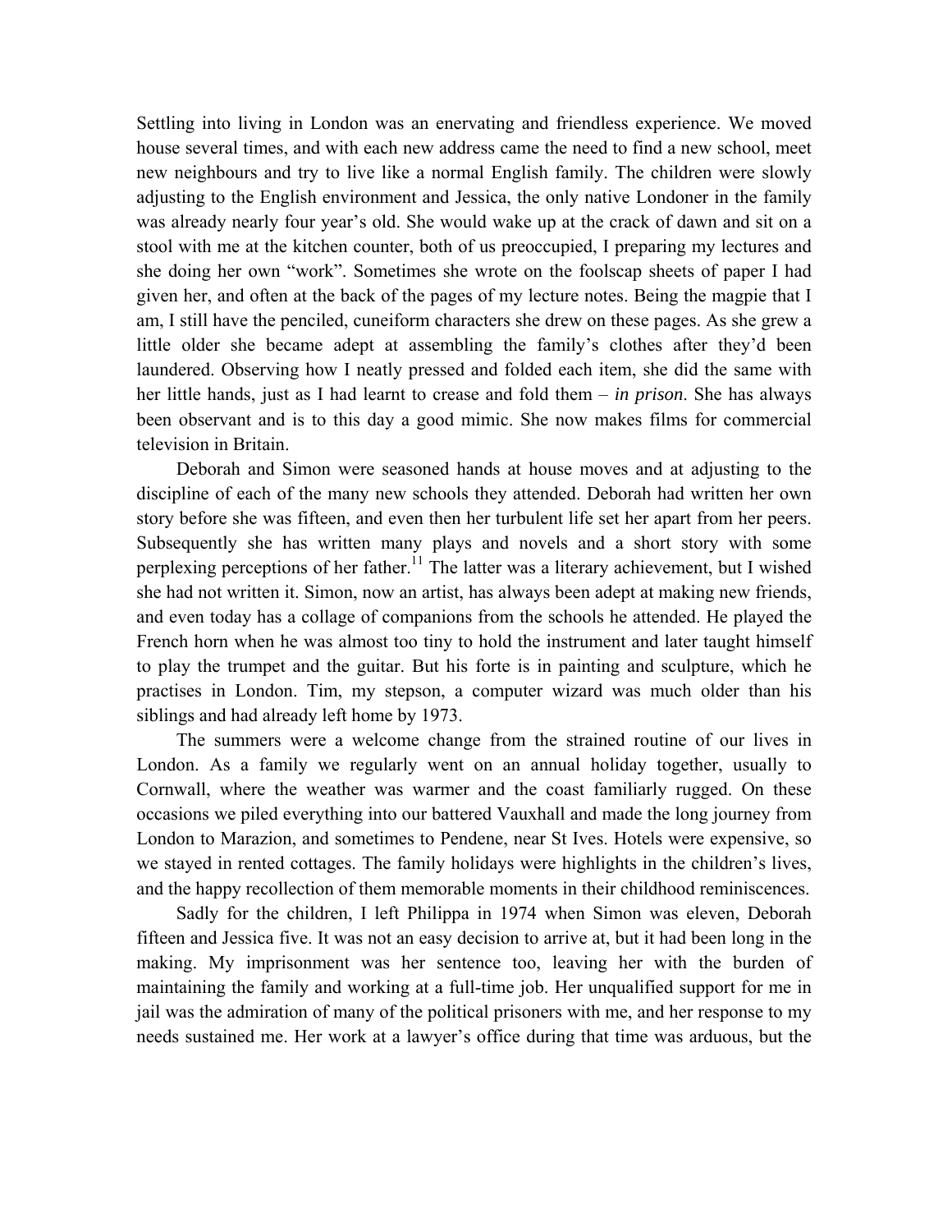Settling into living in London was an enervating and friendless experience. We moved house several times, and with each new address came the need to find a new school, meet new neighbours and try to live like a normal English family. The children were slowly adjusting to the English environment and Jessica, the only native Londoner in the family was already nearly four year's old. She would wake up at the crack of dawn and sit on a stool with me at the kitchen counter, both of us preoccupied, I preparing my lectures and she doing her own "work". Sometimes she wrote on the foolscap sheets of paper I had given her, and often at the back of the pages of my lecture notes. Being the magpie that I am, I still have the penciled, cuneiform characters she drew on these pages. As she grew a little older she became adept at assembling the family's clothes after they'd been laundered. Observing how I neatly pressed and folded each item, she did the same with her little hands, just as I had learnt to crease and fold them – *in prison*. She has always been observant and is to this day a good mimic. She now makes films for commercial television in Britain.

Deborah and Simon were seasoned hands at house moves and at adjusting to the discipline of each of the many new schools they attended. Deborah had written her own story before she was fifteen, and even then her turbulent life set her apart from her peers. Subsequently she has written many plays and novels and a short story with some perplexing perceptions of her father.[11] The latter was a literary achievement, but I wished she had not written it. Simon, now an artist, has always been adept at making new friends, and even today has a collage of companions from the schools he attended. He played the French horn when he was almost too tiny to hold the instrument and later taught himself to play the trumpet and the guitar. But his forte is in painting and sculpture, which he practises in London. Tim, my stepson, a computer wizard was much older than his siblings and had already left home by 1973.

The summers were a welcome change from the strained routine of our lives in London. As a family we regularly went on an annual holiday together, usually to Cornwall, where the weather was warmer and the coast familiarly rugged. On these occasions we piled everything into our battered Vauxhall and made the long journey from London to Marazion, and sometimes to Pendene, near St Ives. Hotels were expensive, so we stayed in rented cottages. The family holidays were highlights in the children's lives, and the happy recollection of them memorable moments in their childhood reminiscences.

Sadly for the children, I left Philippa in 1974 when Simon was eleven, Deborah fifteen and Jessica five. It was not an easy decision to arrive at, but it had been long in the making. My imprisonment was her sentence too, leaving her with the burden of maintaining the family and working at a full-time job. Her unqualified support for me in jail was the admiration of many of the political prisoners with me, and her response to my needs sustained me. Her work at a lawyer's office during that time was arduous, but the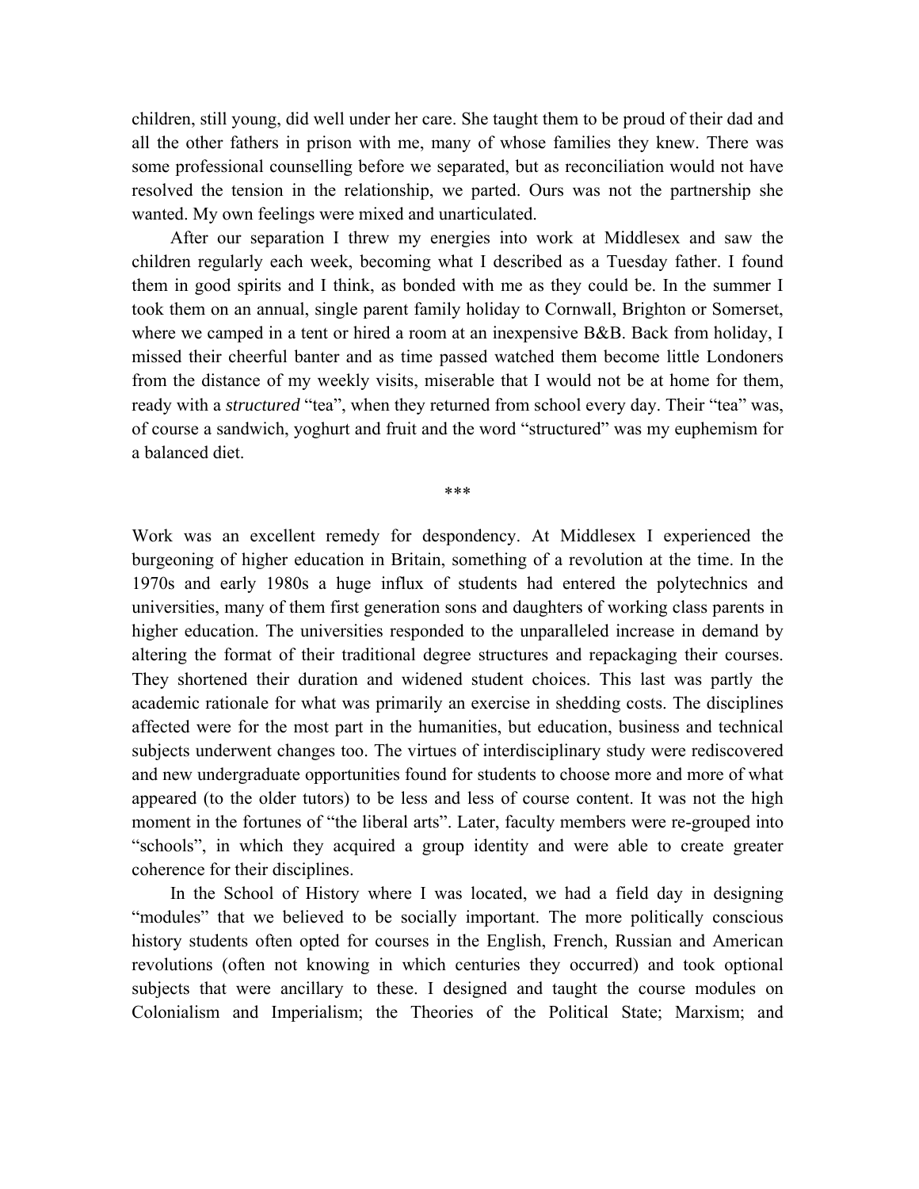children, still young, did well under her care. She taught them to be proud of their dad and all the other fathers in prison with me, many of whose families they knew. There was some professional counselling before we separated, but as reconciliation would not have resolved the tension in the relationship, we parted. Ours was not the partnership she wanted. My own feelings were mixed and unarticulated.

After our separation I threw my energies into work at Middlesex and saw the children regularly each week, becoming what I described as a Tuesday father. I found them in good spirits and I think, as bonded with me as they could be. In the summer I took them on an annual, single parent family holiday to Cornwall, Brighton or Somerset, where we camped in a tent or hired a room at an inexpensive B&B. Back from holiday, I missed their cheerful banter and as time passed watched them become little Londoners from the distance of my weekly visits, miserable that I would not be at home for them, ready with a *structured* "tea", when they returned from school every day. Their "tea" was, of course a sandwich, yoghurt and fruit and the word "structured" was my euphemism for a balanced diet.

***

Work was an excellent remedy for despondency. At Middlesex I experienced the burgeoning of higher education in Britain, something of a revolution at the time. In the 1970s and early 1980s a huge influx of students had entered the polytechnics and universities, many of them first generation sons and daughters of working class parents in higher education. The universities responded to the unparalleled increase in demand by altering the format of their traditional degree structures and repackaging their courses. They shortened their duration and widened student choices. This last was partly the academic rationale for what was primarily an exercise in shedding costs. The disciplines affected were for the most part in the humanities, but education, business and technical subjects underwent changes too. The virtues of interdisciplinary study were rediscovered and new undergraduate opportunities found for students to choose more and more of what appeared (to the older tutors) to be less and less of course content. It was not the high moment in the fortunes of "the liberal arts". Later, faculty members were re-grouped into "schools", in which they acquired a group identity and were able to create greater coherence for their disciplines.

In the School of History where I was located, we had a field day in designing "modules" that we believed to be socially important. The more politically conscious history students often opted for courses in the English, French, Russian and American revolutions (often not knowing in which centuries they occurred) and took optional subjects that were ancillary to these. I designed and taught the course modules on Colonialism and Imperialism; the Theories of the Political State; Marxism; and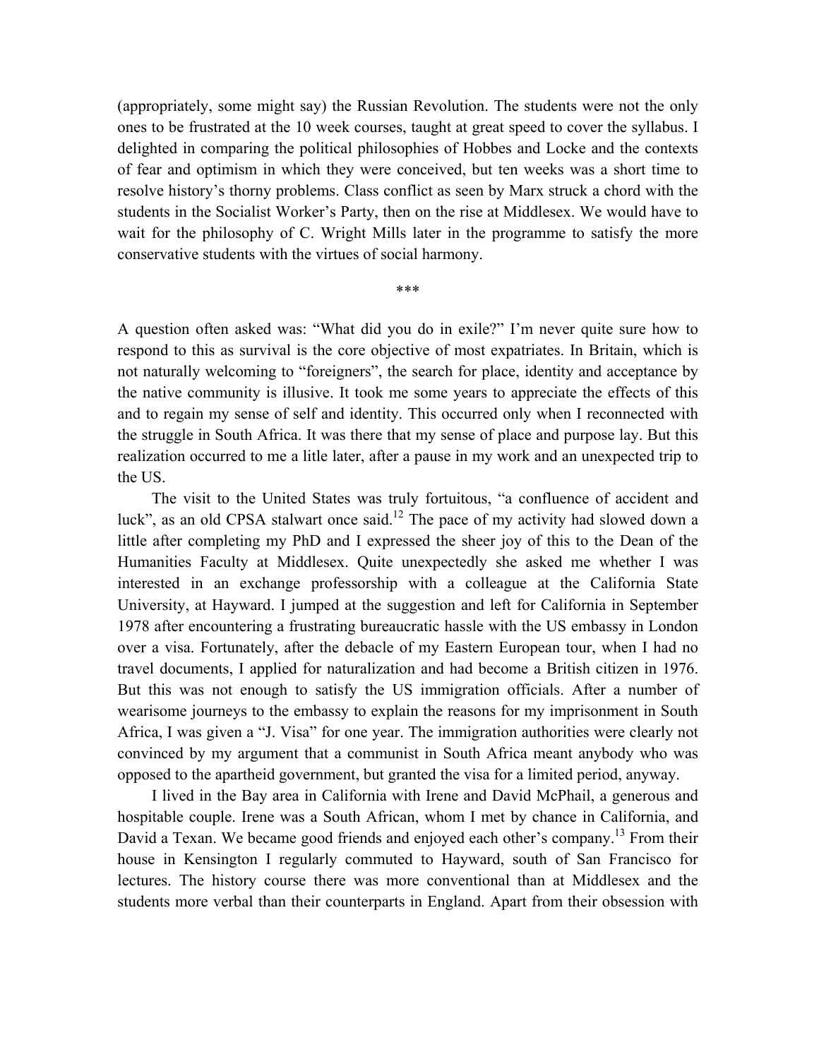(appropriately, some might say) the Russian Revolution. The students were not the only ones to be frustrated at the 10 week courses, taught at great speed to cover the syllabus. I delighted in comparing the political philosophies of Hobbes and Locke and the contexts of fear and optimism in which they were conceived, but ten weeks was a short time to resolve history's thorny problems. Class conflict as seen by Marx struck a chord with the students in the Socialist Worker's Party, then on the rise at Middlesex. We would have to wait for the philosophy of C. Wright Mills later in the programme to satisfy the more conservative students with the virtues of social harmony.

***

A question often asked was: "What did you do in exile?" I'm never quite sure how to respond to this as survival is the core objective of most expatriates. In Britain, which is not naturally welcoming to "foreigners", the search for place, identity and acceptance by the native community is illusive. It took me some years to appreciate the effects of this and to regain my sense of self and identity. This occurred only when I reconnected with the struggle in South Africa. It was there that my sense of place and purpose lay. But this realization occurred to me a litle later, after a pause in my work and an unexpected trip to the US.

The visit to the United States was truly fortuitous, "a confluence of accident and luck", as an old CPSA stalwart once said.[12] The pace of my activity had slowed down a little after completing my PhD and I expressed the sheer joy of this to the Dean of the Humanities Faculty at Middlesex. Quite unexpectedly she asked me whether I was interested in an exchange professorship with a colleague at the California State University, at Hayward. I jumped at the suggestion and left for California in September 1978 after encountering a frustrating bureaucratic hassle with the US embassy in London over a visa. Fortunately, after the debacle of my Eastern European tour, when I had no travel documents, I applied for naturalization and had become a British citizen in 1976. But this was not enough to satisfy the US immigration officials. After a number of wearisome journeys to the embassy to explain the reasons for my imprisonment in South Africa, I was given a "J. Visa" for one year. The immigration authorities were clearly not convinced by my argument that a communist in South Africa meant anybody who was opposed to the apartheid government, but granted the visa for a limited period, anyway.

I lived in the Bay area in California with Irene and David McPhail, a generous and hospitable couple. Irene was a South African, whom I met by chance in California, and David a Texan. We became good friends and enjoyed each other's company.[13] From their house in Kensington I regularly commuted to Hayward, south of San Francisco for lectures. The history course there was more conventional than at Middlesex and the students more verbal than their counterparts in England. Apart from their obsession with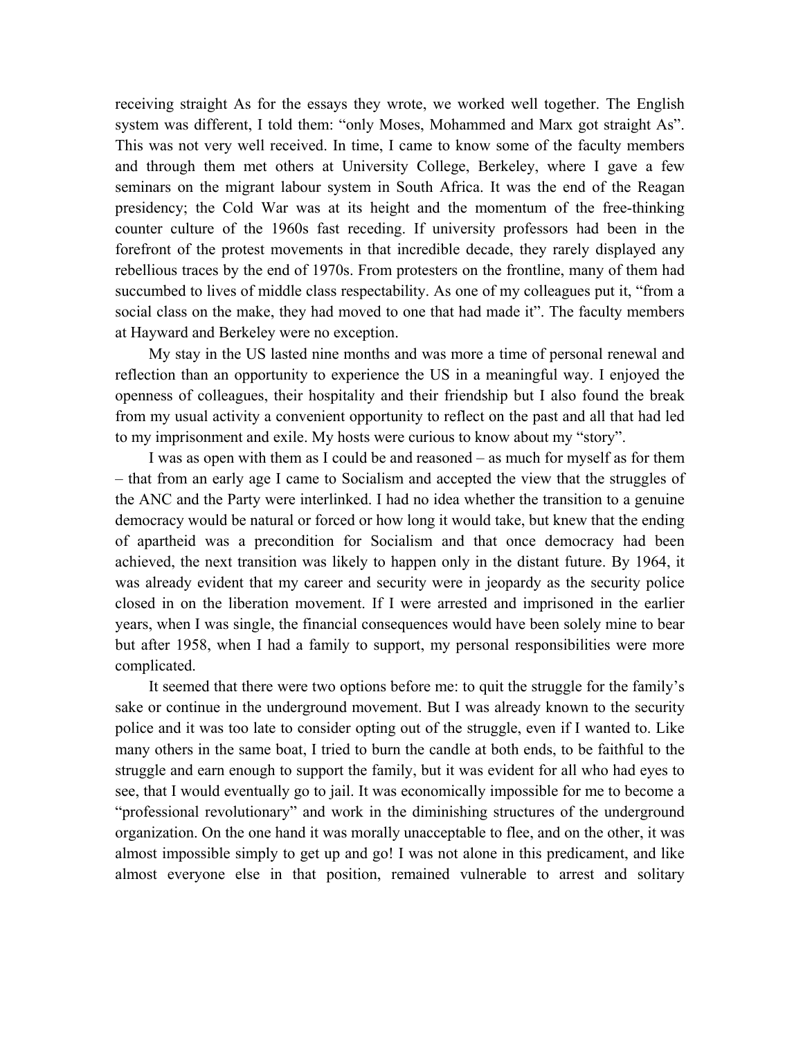receiving straight As for the essays they wrote, we worked well together. The English system was different, I told them: "only Moses, Mohammed and Marx got straight As". This was not very well received. In time, I came to know some of the faculty members and through them met others at University College, Berkeley, where I gave a few seminars on the migrant labour system in South Africa. It was the end of the Reagan presidency; the Cold War was at its height and the momentum of the free-thinking counter culture of the 1960s fast receding. If university professors had been in the forefront of the protest movements in that incredible decade, they rarely displayed any rebellious traces by the end of 1970s. From protesters on the frontline, many of them had succumbed to lives of middle class respectability. As one of my colleagues put it, "from a social class on the make, they had moved to one that had made it". The faculty members at Hayward and Berkeley were no exception.

My stay in the US lasted nine months and was more a time of personal renewal and reflection than an opportunity to experience the US in a meaningful way. I enjoyed the openness of colleagues, their hospitality and their friendship but I also found the break from my usual activity a convenient opportunity to reflect on the past and all that had led to my imprisonment and exile. My hosts were curious to know about my "story".

I was as open with them as I could be and reasoned – as much for myself as for them – that from an early age I came to Socialism and accepted the view that the struggles of the ANC and the Party were interlinked. I had no idea whether the transition to a genuine democracy would be natural or forced or how long it would take, but knew that the ending of apartheid was a precondition for Socialism and that once democracy had been achieved, the next transition was likely to happen only in the distant future. By 1964, it was already evident that my career and security were in jeopardy as the security police closed in on the liberation movement. If I were arrested and imprisoned in the earlier years, when I was single, the financial consequences would have been solely mine to bear but after 1958, when I had a family to support, my personal responsibilities were more complicated.

It seemed that there were two options before me: to quit the struggle for the family's sake or continue in the underground movement. But I was already known to the security police and it was too late to consider opting out of the struggle, even if I wanted to. Like many others in the same boat, I tried to burn the candle at both ends, to be faithful to the struggle and earn enough to support the family, but it was evident for all who had eyes to see, that I would eventually go to jail. It was economically impossible for me to become a "professional revolutionary" and work in the diminishing structures of the underground organization. On the one hand it was morally unacceptable to flee, and on the other, it was almost impossible simply to get up and go! I was not alone in this predicament, and like almost everyone else in that position, remained vulnerable to arrest and solitary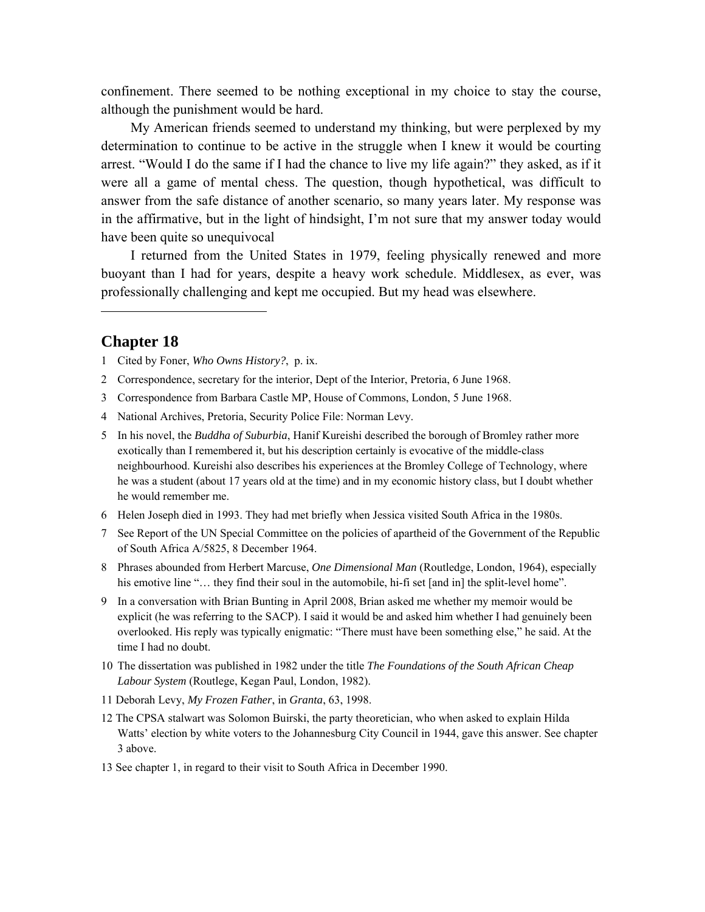confinement. There seemed to be nothing exceptional in my choice to stay the course, although the punishment would be hard.

My American friends seemed to understand my thinking, but were perplexed by my determination to continue to be active in the struggle when I knew it would be courting arrest. "Would I do the same if I had the chance to live my life again?" they asked, as if it were all a game of mental chess. The question, though hypothetical, was difficult to answer from the safe distance of another scenario, so many years later. My response was in the affirmative, but in the light of hindsight, I'm not sure that my answer today would have been quite so unequivocal

I returned from the United States in 1979, feeling physically renewed and more buoyant than I had for years, despite a heavy work schedule. Middlesex, as ever, was professionally challenging and kept me occupied. But my head was elsewhere.

---

## Chapter 18

1 Cited by Foner, *Who Owns History?*, p. ix.

2 Correspondence, secretary for the interior, Dept of the Interior, Pretoria, 6 June 1968.

3 Correspondence from Barbara Castle MP, House of Commons, London, 5 June 1968.

4 National Archives, Pretoria, Security Police File: Norman Levy.

5 In his novel, the *Buddha of Suburbia*, Hanif Kureishi described the borough of Bromley rather more exotically than I remembered it, but his description certainly is evocative of the middle-class neighbourhood. Kureishi also describes his experiences at the Bromley College of Technology, where he was a student (about 17 years old at the time) and in my economic history class, but I doubt whether he would remember me.

6 Helen Joseph died in 1993. They had met briefly when Jessica visited South Africa in the 1980s.

7 See Report of the UN Special Committee on the policies of apartheid of the Government of the Republic of South Africa A/5825, 8 December 1964.

8 Phrases abounded from Herbert Marcuse, *One Dimensional Man* (Routledge, London, 1964), especially his emotive line "… they find their soul in the automobile, hi-fi set [and in] the split-level home".

9 In a conversation with Brian Bunting in April 2008, Brian asked me whether my memoir would be explicit (he was referring to the SACP). I said it would be and asked him whether I had genuinely been overlooked. His reply was typically enigmatic: "There must have been something else," he said. At the time I had no doubt.

10 The dissertation was published in 1982 under the title *The Foundations of the South African Cheap Labour System* (Routlege, Kegan Paul, London, 1982).

11 Deborah Levy, *My Frozen Father*, in *Granta*, 63, 1998.

12 The CPSA stalwart was Solomon Buirski, the party theoretician, who when asked to explain Hilda Watts' election by white voters to the Johannesburg City Council in 1944, gave this answer. See chapter 3 above.

13 See chapter 1, in regard to their visit to South Africa in December 1990.